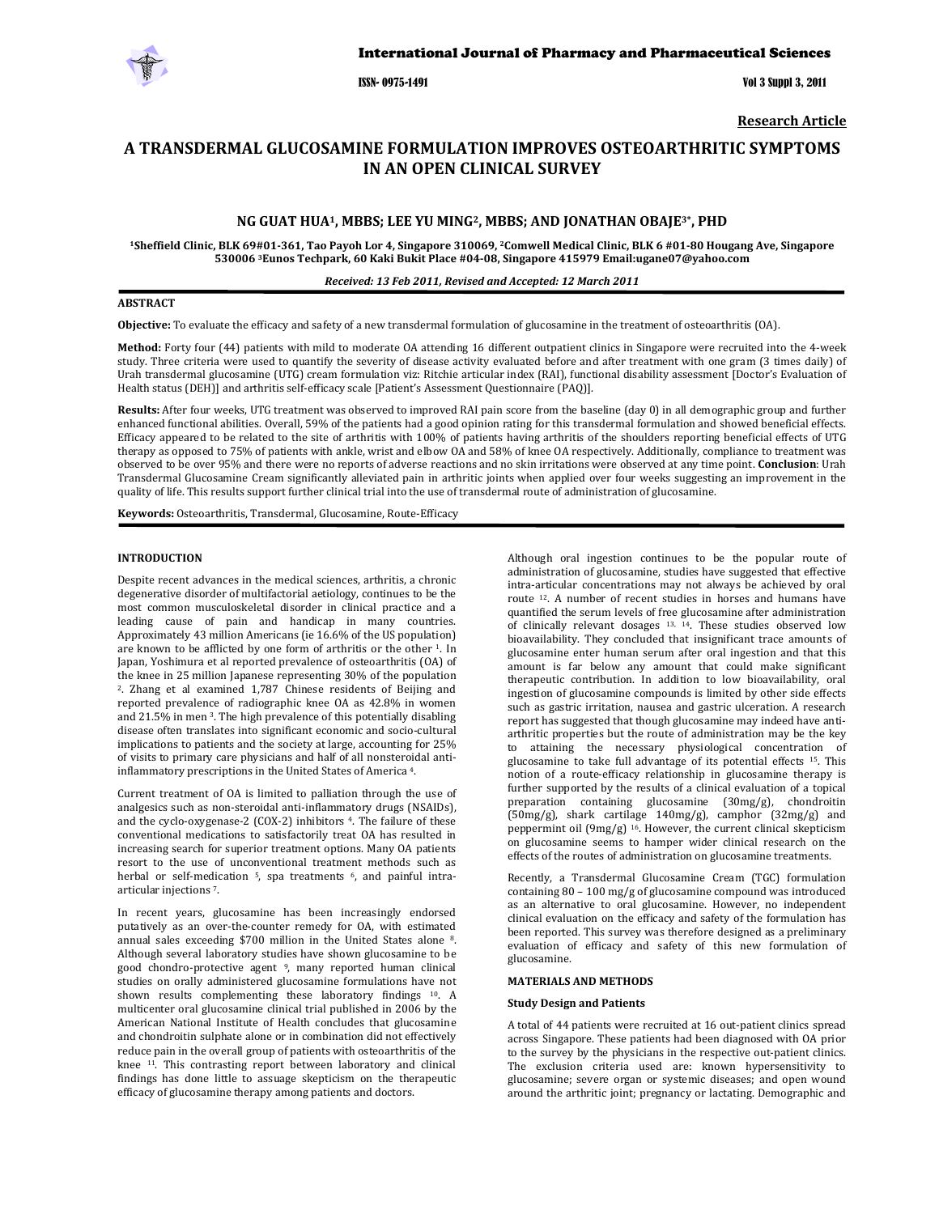**Research Article**

# A TRANSDERMAL GLUCOSAMINE FORMULATION IMPROVES OSTEOARTHRITIC SYMPTOMS IN AN OPEN CLINICAL SURVEY

**NG GUAT HUA[1], MBBS; LEE YU MING[2], MBBS; AND JONATHAN OBAJE[3*], PHD**

[1]Sheffield Clinic, BLK 69#01-361, Tao Payoh Lor 4, Singapore 310069, [2]Comwell Medical Clinic, BLK 6 #01-80 Hougang Ave, Singapore 530006 [3]Eunos Techpark, 60 Kaki Bukit Place #04-08, Singapore 415979 Email:ugane07@yahoo.com

*Received: 13 Feb 2011, Revised and Accepted: 12 March 2011*

## ABSTRACT

**Objective:** To evaluate the efficacy and safety of a new transdermal formulation of glucosamine in the treatment of osteoarthritis (OA).

**Method:** Forty four (44) patients with mild to moderate OA attending 16 different outpatient clinics in Singapore were recruited into the 4-week study. Three criteria were used to quantify the severity of disease activity evaluated before and after treatment with one gram (3 times daily) of Urah transdermal glucosamine (UTG) cream formulation viz: Ritchie articular index (RAI), functional disability assessment [Doctor's Evaluation of Health status (DEH)] and arthritis self-efficacy scale [Patient's Assessment Questionnaire (PAQ)].

**Results:** After four weeks, UTG treatment was observed to improved RAI pain score from the baseline (day 0) in all demographic group and further enhanced functional abilities. Overall, 59% of the patients had a good opinion rating for this transdermal formulation and showed beneficial effects. Efficacy appeared to be related to the site of arthritis with 100% of patients having arthritis of the shoulders reporting beneficial effects of UTG therapy as opposed to 75% of patients with ankle, wrist and elbow OA and 58% of knee OA respectively. Additionally, compliance to treatment was observed to be over 95% and there were no reports of adverse reactions and no skin irritations were observed at any time point. **Conclusion**: Urah Transdermal Glucosamine Cream significantly alleviated pain in arthritic joints when applied over four weeks suggesting an improvement in the quality of life. This results support further clinical trial into the use of transdermal route of administration of glucosamine.

**Keywords:** Osteoarthritis, Transdermal, Glucosamine, Route-Efficacy

## INTRODUCTION

Despite recent advances in the medical sciences, arthritis, a chronic degenerative disorder of multifactorial aetiology, continues to be the most common musculoskeletal disorder in clinical practice and a leading cause of pain and handicap in many countries. Approximately 43 million Americans (ie 16.6% of the US population) are known to be afflicted by one form of arthritis or the other [1]. In Japan, Yoshimura et al reported prevalence of osteoarthritis (OA) of the knee in 25 million Japanese representing 30% of the population [2]. Zhang et al examined 1,787 Chinese residents of Beijing and reported prevalence of radiographic knee OA as 42.8% in women and 21.5% in men [3]. The high prevalence of this potentially disabling disease often translates into significant economic and socio-cultural implications to patients and the society at large, accounting for 25% of visits to primary care physicians and half of all nonsteroidal anti-inflammatory prescriptions in the United States of America [4].

Current treatment of OA is limited to palliation through the use of analgesics such as non-steroidal anti-inflammatory drugs (NSAIDs), and the cyclo-oxygenase-2 (COX-2) inhibitors [4]. The failure of these conventional medications to satisfactorily treat OA has resulted in increasing search for superior treatment options. Many OA patients resort to the use of unconventional treatment methods such as herbal or self-medication [5], spa treatments [6], and painful intra-articular injections [7].

In recent years, glucosamine has been increasingly endorsed putatively as an over-the-counter remedy for OA, with estimated annual sales exceeding $700 million in the United States alone [8]. Although several laboratory studies have shown glucosamine to be good chondro-protective agent [9], many reported human clinical studies on orally administered glucosamine formulations have not shown results complementing these laboratory findings [10]. A multicenter oral glucosamine clinical trial published in 2006 by the American National Institute of Health concludes that glucosamine and chondroitin sulphate alone or in combination did not effectively reduce pain in the overall group of patients with osteoarthritis of the knee [11]. This contrasting report between laboratory and clinical findings has done little to assuage skepticism on the therapeutic efficacy of glucosamine therapy among patients and doctors.

Although oral ingestion continues to be the popular route of administration of glucosamine, studies have suggested that effective intra-articular concentrations may not always be achieved by oral route [12]. A number of recent studies in horses and humans have quantified the serum levels of free glucosamine after administration of clinically relevant dosages [13, 14]. These studies observed low bioavailability. They concluded that insignificant trace amounts of glucosamine enter human serum after oral ingestion and that this amount is far below any amount that could make significant therapeutic contribution. In addition to low bioavailability, oral ingestion of glucosamine compounds is limited by other side effects such as gastric irritation, nausea and gastric ulceration. A research report has suggested that though glucosamine may indeed have anti-arthritic properties but the route of administration may be the key to attaining the necessary physiological concentration of glucosamine to take full advantage of its potential effects [15]. This notion of a route-efficacy relationship in glucosamine therapy is further supported by the results of a clinical evaluation of a topical preparation containing glucosamine (30mg/g), chondroitin (50mg/g), shark cartilage 140mg/g), camphor (32mg/g) and peppermint oil (9mg/g) [16]. However, the current clinical skepticism on glucosamine seems to hamper wider clinical research on the effects of the routes of administration on glucosamine treatments.

Recently, a Transdermal Glucosamine Cream (TGC) formulation containing 80 – 100 mg/g of glucosamine compound was introduced as an alternative to oral glucosamine. However, no independent clinical evaluation on the efficacy and safety of the formulation has been reported. This survey was therefore designed as a preliminary evaluation of efficacy and safety of this new formulation of glucosamine.

## MATERIALS AND METHODS

### Study Design and Patients

A total of 44 patients were recruited at 16 out-patient clinics spread across Singapore. These patients had been diagnosed with OA prior to the survey by the physicians in the respective out-patient clinics. The exclusion criteria used are: known hypersensitivity to glucosamine; severe organ or systemic diseases; and open wound around the arthritic joint; pregnancy or lactating. Demographic and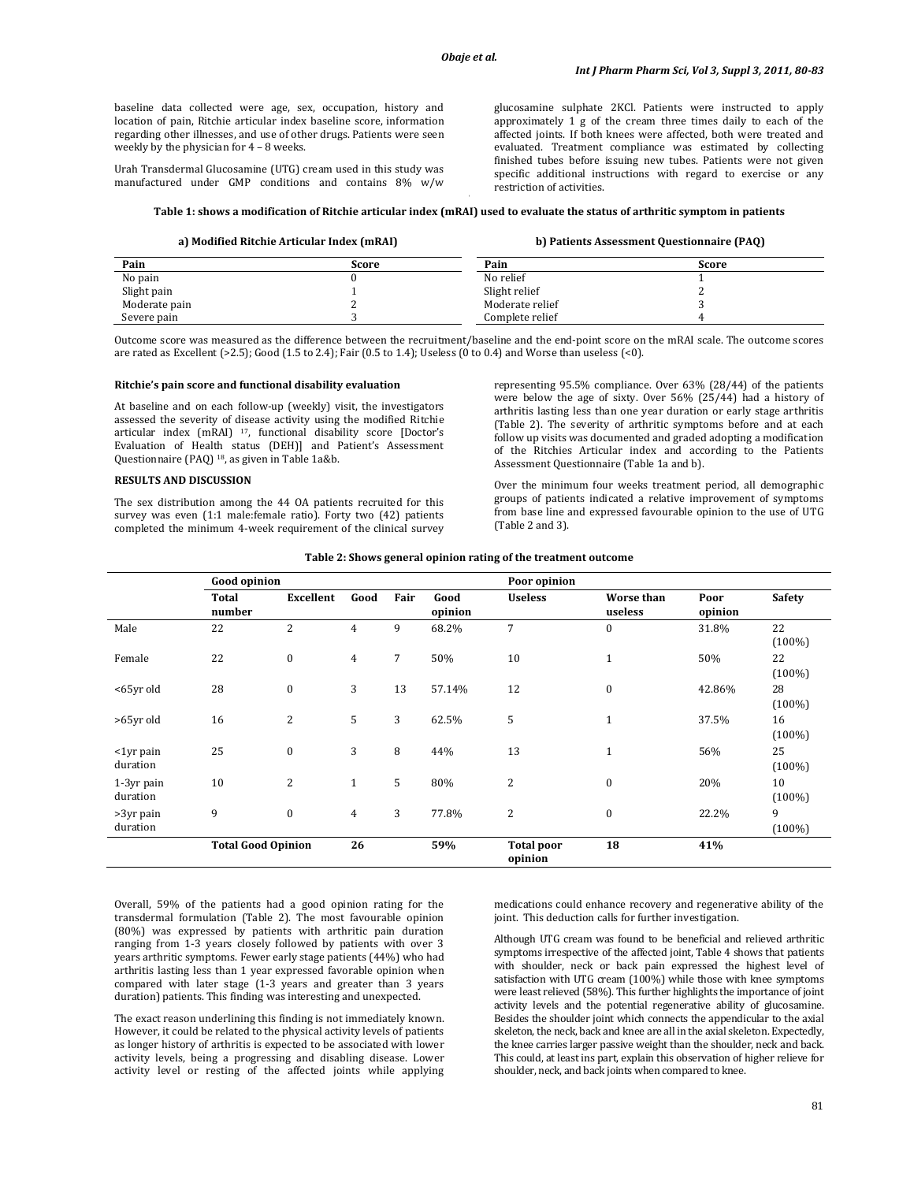baseline data collected were age, sex, occupation, history and location of pain, Ritchie articular index baseline score, information regarding other illnesses, and use of other drugs. Patients were seen weekly by the physician for 4 – 8 weeks.

Urah Transdermal Glucosamine (UTG) cream used in this study was manufactured under GMP conditions and contains 8% w/w glucosamine sulphate 2KCl. Patients were instructed to apply approximately 1 g of the cream three times daily to each of the affected joints. If both knees were affected, both were treated and evaluated. Treatment compliance was estimated by collecting finished tubes before issuing new tubes. Patients were not given specific additional instructions with regard to exercise or any restriction of activities.

**Table 1: shows a modification of Ritchie articular index (mRAI) used to evaluate the status of arthritic symptom in patients**

**a) Modified Ritchie Articular Index (mRAI)**

| Pain | Score |
|---|---|
| No pain | 0 |
| Slight pain | 1 |
| Moderate pain | 2 |
| Severe pain | 3 |

**b) Patients Assessment Questionnaire (PAQ)**

| Pain | Score |
|---|---|
| No relief | 1 |
| Slight relief | 2 |
| Moderate relief | 3 |
| Complete relief | 4 |

Outcome score was measured as the difference between the recruitment/baseline and the end-point score on the mRAI scale. The outcome scores are rated as Excellent (>2.5); Good (1.5 to 2.4); Fair (0.5 to 1.4); Useless (0 to 0.4) and Worse than useless (<0).

### Ritchie's pain score and functional disability evaluation

At baseline and on each follow-up (weekly) visit, the investigators assessed the severity of disease activity using the modified Ritchie articular index (mRAI) [17], functional disability score [Doctor's Evaluation of Health status (DEH)] and Patient's Assessment Questionnaire (PAQ) [18], as given in Table 1a&b.

## RESULTS AND DISCUSSION

The sex distribution among the 44 OA patients recruited for this survey was even (1:1 male:female ratio). Forty two (42) patients completed the minimum 4-week requirement of the clinical survey representing 95.5% compliance. Over 63% (28/44) of the patients were below the age of sixty. Over 56% (25/44) had a history of arthritis lasting less than one year duration or early stage arthritis (Table 2). The severity of arthritic symptoms before and at each follow up visits was documented and graded adopting a modification of the Ritchies Articular index and according to the Patients Assessment Questionnaire (Table 1a and b).

Over the minimum four weeks treatment period, all demographic groups of patients indicated a relative improvement of symptoms from base line and expressed favourable opinion to the use of UTG (Table 2 and 3).

**Table 2: Shows general opinion rating of the treatment outcome**

| | Good opinion | | | | | Poor opinion | | | |
|---|---|---|---|---|---|---|---|---|---|
| | Total number | Excellent | Good | Fair | Good opinion | Useless | Worse than useless | Poor opinion | Safety |
| Male | 22 | 2 | 4 | 9 | 68.2% | 7 | 0 | 31.8% | 22 (100%) |
| Female | 22 | 0 | 4 | 7 | 50% | 10 | 1 | 50% | 22 (100%) |
| <65yr old | 28 | 0 | 3 | 13 | 57.14% | 12 | 0 | 42.86% | 28 (100%) |
| >65yr old | 16 | 2 | 5 | 3 | 62.5% | 5 | 1 | 37.5% | 16 (100%) |
| <1yr pain duration | 25 | 0 | 3 | 8 | 44% | 13 | 1 | 56% | 25 (100%) |
| 1-3yr pain duration | 10 | 2 | 1 | 5 | 80% | 2 | 0 | 20% | 10 (100%) |
| >3yr pain duration | 9 | 0 | 4 | 3 | 77.8% | 2 | 0 | 22.2% | 9 (100%) |
| | Total Good Opinion | | 26 | | 59% | Total poor opinion | 18 | 41% | |

Overall, 59% of the patients had a good opinion rating for the transdermal formulation (Table 2). The most favourable opinion (80%) was expressed by patients with arthritic pain duration ranging from 1-3 years closely followed by patients with over 3 years arthritic symptoms. Fewer early stage patients (44%) who had arthritis lasting less than 1 year expressed favorable opinion when compared with later stage (1-3 years and greater than 3 years duration) patients. This finding was interesting and unexpected.

The exact reason underlining this finding is not immediately known. However, it could be related to the physical activity levels of patients as longer history of arthritis is expected to be associated with lower activity levels, being a progressing and disabling disease. Lower activity level or resting of the affected joints while applying medications could enhance recovery and regenerative ability of the joint. This deduction calls for further investigation.

Although UTG cream was found to be beneficial and relieved arthritic symptoms irrespective of the affected joint, Table 4 shows that patients with shoulder, neck or back pain expressed the highest level of satisfaction with UTG cream (100%) while those with knee symptoms were least relieved (58%). This further highlights the importance of joint activity levels and the potential regenerative ability of glucosamine. Besides the shoulder joint which connects the appendicular to the axial skeleton, the neck, back and knee are all in the axial skeleton. Expectedly, the knee carries larger passive weight than the shoulder, neck and back. This could, at least ins part, explain this observation of higher relieve for shoulder, neck, and back joints when compared to knee.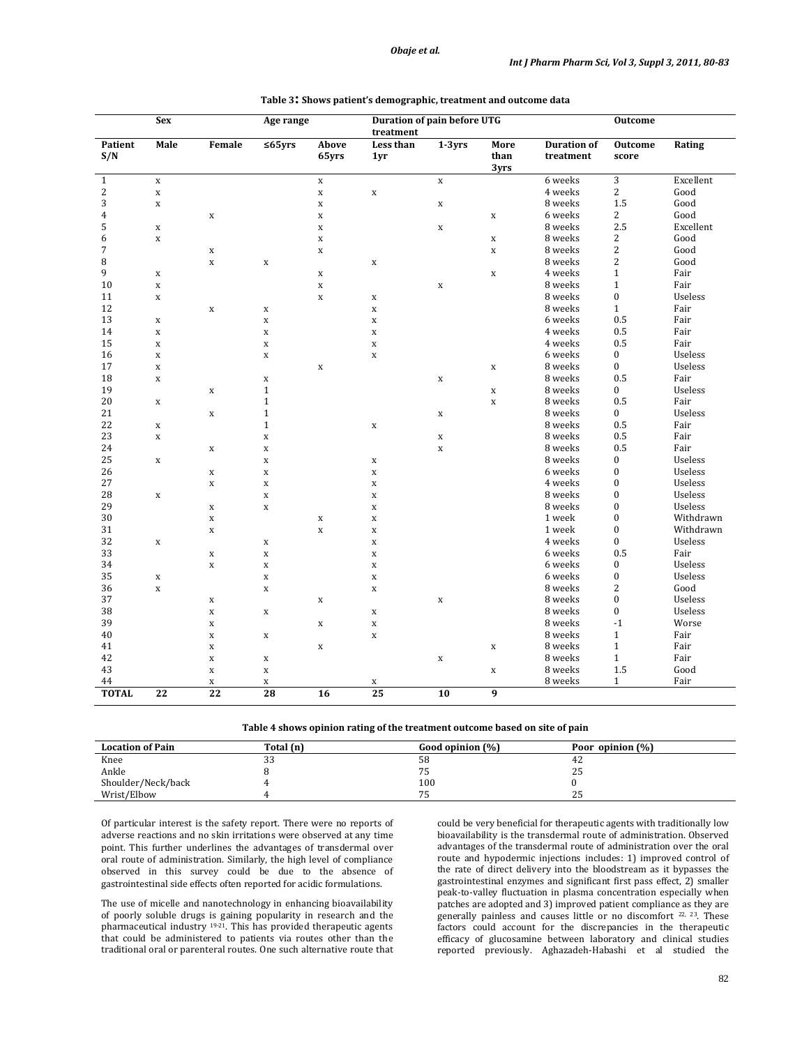**Table 3: Shows patient's demographic, treatment and outcome data**

| | Sex | | Age range | | Duration of pain before UTG treatment | | | Outcome | | |
|---|---|---|---|---|---|---|---|---|---|---|
| Patient S/N | Male | Female | ≤65yrs | Above 65yrs | Less than 1yr | 1-3yrs | More than 3yrs | Duration of treatment | Outcome score | Rating |
| 1 | x | | | x | | x | | 6 weeks | 3 | Excellent |
| 2 | x | | | x | x | | | 4 weeks | 2 | Good |
| 3 | x | | | x | | x | | 8 weeks | 1.5 | Good |
| 4 | | x | | x | | | x | 6 weeks | 2 | Good |
| 5 | x | | | x | | x | | 8 weeks | 2.5 | Excellent |
| 6 | x | | | x | | | x | 8 weeks | 2 | Good |
| 7 | | x | | x | | | x | 8 weeks | 2 | Good |
| 8 | | x | x | | x | | | 8 weeks | 2 | Good |
| 9 | x | | | x | | | x | 4 weeks | 1 | Fair |
| 10 | x | | | x | | x | | 8 weeks | 1 | Fair |
| 11 | x | | | x | x | | | 8 weeks | 0 | Useless |
| 12 | | x | x | | x | | | 8 weeks | 1 | Fair |
| 13 | x | | x | | x | | | 6 weeks | 0.5 | Fair |
| 14 | x | | x | | x | | | 4 weeks | 0.5 | Fair |
| 15 | x | | x | | x | | | 4 weeks | 0.5 | Fair |
| 16 | x | | x | | x | | | 6 weeks | 0 | Useless |
| 17 | x | | | x | | | x | 8 weeks | 0 | Useless |
| 18 | x | | x | | | x | | 8 weeks | 0.5 | Fair |
| 19 | | x | 1 | | | | x | 8 weeks | 0 | Useless |
| 20 | x | | 1 | | | | x | 8 weeks | 0.5 | Fair |
| 21 | | x | 1 | | | x | | 8 weeks | 0 | Useless |
| 22 | x | | 1 | | x | | | 8 weeks | 0.5 | Fair |
| 23 | x | | x | | | x | | 8 weeks | 0.5 | Fair |
| 24 | | x | x | | | x | | 8 weeks | 0.5 | Fair |
| 25 | x | | x | | x | | | 8 weeks | 0 | Useless |
| 26 | | x | x | | x | | | 6 weeks | 0 | Useless |
| 27 | | x | x | | x | | | 4 weeks | 0 | Useless |
| 28 | x | | x | | x | | | 8 weeks | 0 | Useless |
| 29 | | x | x | | x | | | 8 weeks | 0 | Useless |
| 30 | | x | | x | x | | | 1 week | 0 | Withdrawn |
| 31 | | x | | x | x | | | 1 week | 0 | Withdrawn |
| 32 | x | | x | | x | | | 4 weeks | 0 | Useless |
| 33 | | x | x | | x | | | 6 weeks | 0.5 | Fair |
| 34 | | x | x | | x | | | 6 weeks | 0 | Useless |
| 35 | x | | x | | x | | | 6 weeks | 0 | Useless |
| 36 | x | | x | | x | | | 8 weeks | 2 | Good |
| 37 | | x | | x | | x | | 8 weeks | 0 | Useless |
| 38 | | x | x | | x | | | 8 weeks | 0 | Useless |
| 39 | | x | | x | x | | | 8 weeks | -1 | Worse |
| 40 | | x | x | | x | | | 8 weeks | 1 | Fair |
| 41 | | x | | x | | | x | 8 weeks | 1 | Fair |
| 42 | | x | x | | | x | | 8 weeks | 1 | Fair |
| 43 | | x | x | | | | x | 8 weeks | 1.5 | Good |
| 44 | | x | x | | x | | | 8 weeks | 1 | Fair |
| **TOTAL** | **22** | **22** | **28** | **16** | **25** | **10** | **9** | | | |

**Table 4 shows opinion rating of the treatment outcome based on site of pain**

| Location of Pain | Total (n) | Good opinion (%) | Poor opinion (%) |
|---|---|---|---|
| Knee | 33 | 58 | 42 |
| Ankle | 8 | 75 | 25 |
| Shoulder/Neck/back | 4 | 100 | 0 |
| Wrist/Elbow | 4 | 75 | 25 |

Of particular interest is the safety report. There were no reports of adverse reactions and no skin irritations were observed at any time point. This further underlines the advantages of transdermal over oral route of administration. Similarly, the high level of compliance observed in this survey could be due to the absence of gastrointestinal side effects often reported for acidic formulations.

The use of micelle and nanotechnology in enhancing bioavailability of poorly soluble drugs is gaining popularity in research and the pharmaceutical industry [19-21]. This has provided therapeutic agents that could be administered to patients via routes other than the traditional oral or parenteral routes. One such alternative route that could be very beneficial for therapeutic agents with traditionally low bioavailability is the transdermal route of administration. Observed advantages of the transdermal route of administration over the oral route and hypodermic injections includes: 1) improved control of the rate of direct delivery into the bloodstream as it bypasses the gastrointestinal enzymes and significant first pass effect, 2) smaller peak-to-valley fluctuation in plasma concentration especially when patches are adopted and 3) improved patient compliance as they are generally painless and causes little or no discomfort [22, 23]. These factors could account for the discrepancies in the therapeutic efficacy of glucosamine between laboratory and clinical studies reported previously. Aghazadeh-Habashi et al studied the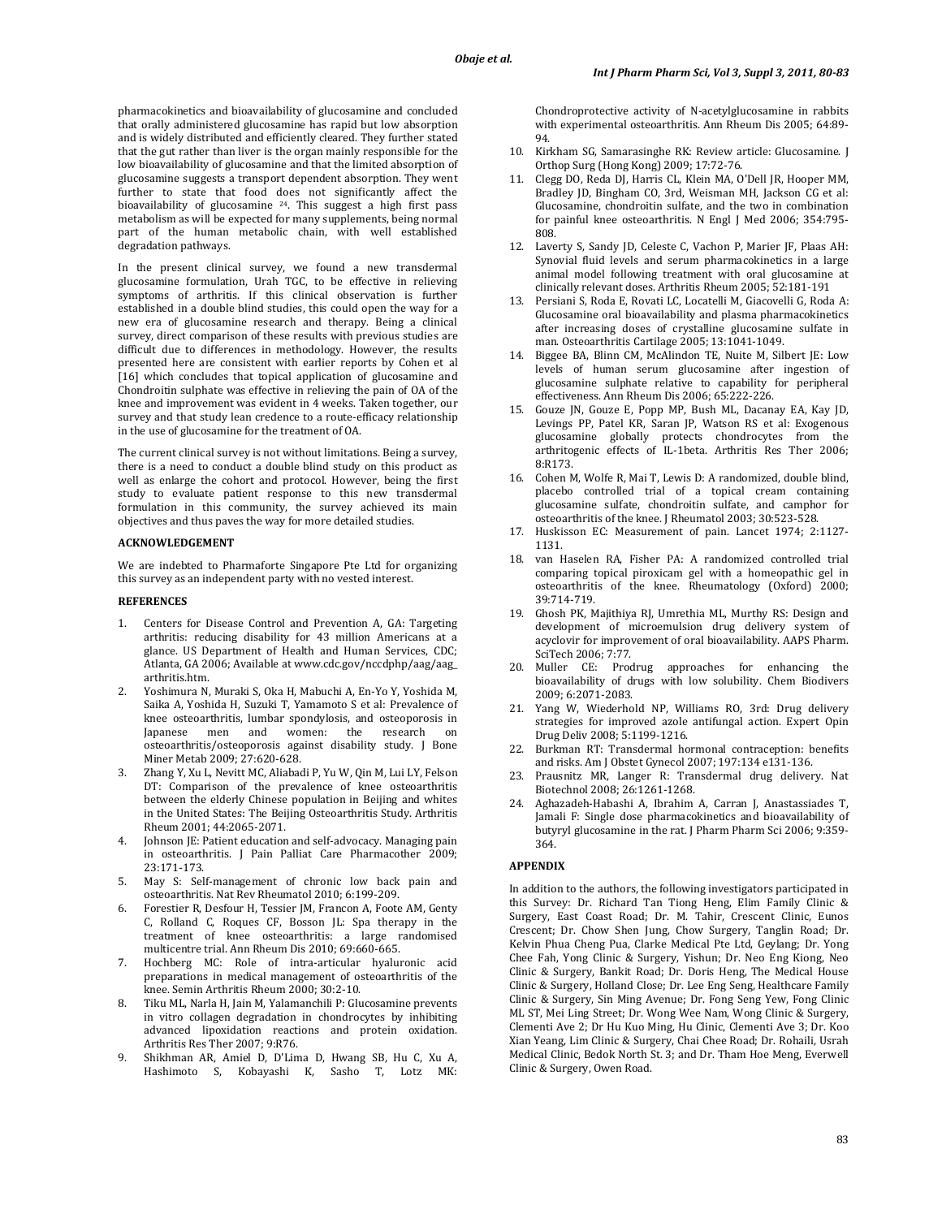pharmacokinetics and bioavailability of glucosamine and concluded that orally administered glucosamine has rapid but low absorption and is widely distributed and efficiently cleared. They further stated that the gut rather than liver is the organ mainly responsible for the low bioavailability of glucosamine and that the limited absorption of glucosamine suggests a transport dependent absorption. They went further to state that food does not significantly affect the bioavailability of glucosamine [24]. This suggest a high first pass metabolism as will be expected for many supplements, being normal part of the human metabolic chain, with well established degradation pathways.

In the present clinical survey, we found a new transdermal glucosamine formulation, Urah TGC, to be effective in relieving symptoms of arthritis. If this clinical observation is further established in a double blind studies, this could open the way for a new era of glucosamine research and therapy. Being a clinical survey, direct comparison of these results with previous studies are difficult due to differences in methodology. However, the results presented here are consistent with earlier reports by Cohen et al [16] which concludes that topical application of glucosamine and Chondroitin sulphate was effective in relieving the pain of OA of the knee and improvement was evident in 4 weeks. Taken together, our survey and that study lean credence to a route-efficacy relationship in the use of glucosamine for the treatment of OA.

The current clinical survey is not without limitations. Being a survey, there is a need to conduct a double blind study on this product as well as enlarge the cohort and protocol. However, being the first study to evaluate patient response to this new transdermal formulation in this community, the survey achieved its main objectives and thus paves the way for more detailed studies.

## ACKNOWLEDGEMENT

We are indebted to Pharmaforte Singapore Pte Ltd for organizing this survey as an independent party with no vested interest.

## REFERENCES

1. Centers for Disease Control and Prevention A, GA: Targeting arthritis: reducing disability for 43 million Americans at a glance. US Department of Health and Human Services, CDC; Atlanta, GA 2006; Available at www.cdc.gov/nccdphp/aag/aag_arthritis.htm.
2. Yoshimura N, Muraki S, Oka H, Mabuchi A, En-Yo Y, Yoshida M, Saika A, Yoshida H, Suzuki T, Yamamoto S et al: Prevalence of knee osteoarthritis, lumbar spondylosis, and osteoporosis in Japanese men and women: the research on osteoarthritis/osteoporosis against disability study. J Bone Miner Metab 2009; 27:620-628.
3. Zhang Y, Xu L, Nevitt MC, Aliabadi P, Yu W, Qin M, Lui LY, Felson DT: Comparison of the prevalence of knee osteoarthritis between the elderly Chinese population in Beijing and whites in the United States: The Beijing Osteoarthritis Study. Arthritis Rheum 2001; 44:2065-2071.
4. Johnson JE: Patient education and self-advocacy. Managing pain in osteoarthritis. J Pain Palliat Care Pharmacother 2009; 23:171-173.
5. May S: Self-management of chronic low back pain and osteoarthritis. Nat Rev Rheumatol 2010; 6:199-209.
6. Forestier R, Desfour H, Tessier JM, Francon A, Foote AM, Genty C, Rolland C, Roques CF, Bosson JL: Spa therapy in the treatment of knee osteoarthritis: a large randomised multicentre trial. Ann Rheum Dis 2010; 69:660-665.
7. Hochberg MC: Role of intra-articular hyaluronic acid preparations in medical management of osteoarthritis of the knee. Semin Arthritis Rheum 2000; 30:2-10.
8. Tiku ML, Narla H, Jain M, Yalamanchili P: Glucosamine prevents in vitro collagen degradation in chondrocytes by inhibiting advanced lipoxidation reactions and protein oxidation. Arthritis Res Ther 2007; 9:R76.
9. Shikhman AR, Amiel D, D'Lima D, Hwang SB, Hu C, Xu A, Hashimoto S, Kobayashi K, Sasho T, Lotz MK: Chondroprotective activity of N-acetylglucosamine in rabbits with experimental osteoarthritis. Ann Rheum Dis 2005; 64:89-94.
10. Kirkham SG, Samarasinghe RK: Review article: Glucosamine. J Orthop Surg (Hong Kong) 2009; 17:72-76.
11. Clegg DO, Reda DJ, Harris CL, Klein MA, O'Dell JR, Hooper MM, Bradley JD, Bingham CO, 3rd, Weisman MH, Jackson CG et al: Glucosamine, chondroitin sulfate, and the two in combination for painful knee osteoarthritis. N Engl J Med 2006; 354:795-808.
12. Laverty S, Sandy JD, Celeste C, Vachon P, Marier JF, Plaas AH: Synovial fluid levels and serum pharmacokinetics in a large animal model following treatment with oral glucosamine at clinically relevant doses. Arthritis Rheum 2005; 52:181-191
13. Persiani S, Roda E, Rovati LC, Locatelli M, Giacovelli G, Roda A: Glucosamine oral bioavailability and plasma pharmacokinetics after increasing doses of crystalline glucosamine sulfate in man. Osteoarthritis Cartilage 2005; 13:1041-1049.
14. Biggee BA, Blinn CM, McAlindon TE, Nuite M, Silbert JE: Low levels of human serum glucosamine after ingestion of glucosamine sulphate relative to capability for peripheral effectiveness. Ann Rheum Dis 2006; 65:222-226.
15. Gouze JN, Gouze E, Popp MP, Bush ML, Dacanay EA, Kay JD, Levings PP, Patel KR, Saran JP, Watson RS et al: Exogenous glucosamine globally protects chondrocytes from the arthritogenic effects of IL-1beta. Arthritis Res Ther 2006; 8:R173.
16. Cohen M, Wolfe R, Mai T, Lewis D: A randomized, double blind, placebo controlled trial of a topical cream containing glucosamine sulfate, chondroitin sulfate, and camphor for osteoarthritis of the knee. J Rheumatol 2003; 30:523-528.
17. Huskisson EC: Measurement of pain. Lancet 1974; 2:1127-1131.
18. van Haselen RA, Fisher PA: A randomized controlled trial comparing topical piroxicam gel with a homeopathic gel in osteoarthritis of the knee. Rheumatology (Oxford) 2000; 39:714-719.
19. Ghosh PK, Majithiya RJ, Umrethia ML, Murthy RS: Design and development of microemulsion drug delivery system of acyclovir for improvement of oral bioavailability. AAPS Pharm. SciTech 2006; 7:77.
20. Muller CE: Prodrug approaches for enhancing the bioavailability of drugs with low solubility. Chem Biodivers 2009; 6:2071-2083.
21. Yang W, Wiederhold NP, Williams RO, 3rd: Drug delivery strategies for improved azole antifungal action. Expert Opin Drug Deliv 2008; 5:1199-1216.
22. Burkman RT: Transdermal hormonal contraception: benefits and risks. Am J Obstet Gynecol 2007; 197:134 e131-136.
23. Prausnitz MR, Langer R: Transdermal drug delivery. Nat Biotechnol 2008; 26:1261-1268.
24. Aghazadeh-Habashi A, Ibrahim A, Carran J, Anastassiades T, Jamali F: Single dose pharmacokinetics and bioavailability of butyryl glucosamine in the rat. J Pharm Pharm Sci 2006; 9:359-364.

## APPENDIX

In addition to the authors, the following investigators participated in this Survey: Dr. Richard Tan Tiong Heng, Elim Family Clinic & Surgery, East Coast Road; Dr. M. Tahir, Crescent Clinic, Eunos Crescent; Dr. Chow Shen Jung, Chow Surgery, Tanglin Road; Dr. Kelvin Phua Cheng Pua, Clarke Medical Pte Ltd, Geylang; Dr. Yong Chee Fah, Yong Clinic & Surgery, Yishun; Dr. Neo Eng Kiong, Neo Clinic & Surgery, Bankit Road; Dr. Doris Heng, The Medical House Clinic & Surgery, Holland Close; Dr. Lee Eng Seng, Healthcare Family Clinic & Surgery, Sin Ming Avenue; Dr. Fong Seng Yew, Fong Clinic ML ST, Mei Ling Street; Dr. Wong Wee Nam, Wong Clinic & Surgery, Clementi Ave 2; Dr Hu Kuo Ming, Hu Clinic, Clementi Ave 3; Dr. Koo Xian Yeang, Lim Clinic & Surgery, Chai Chee Road; Dr. Rohaili, Usrah Medical Clinic, Bedok North St. 3; and Dr. Tham Hoe Meng, Everwell Clinic & Surgery, Owen Road.